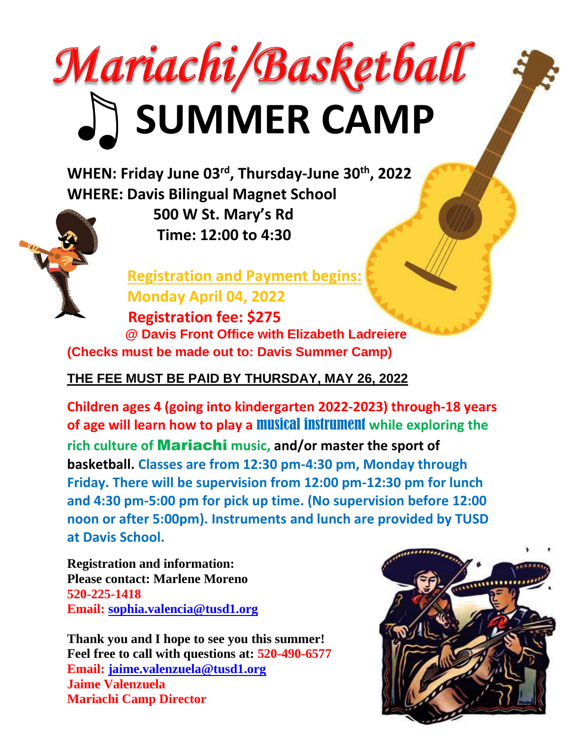# Mariachi/Basketball

# ♫ SUMMER CAMP

**WHEN: Friday June 03rd, Thursday-June 30th, 2022**
**WHERE: Davis Bilingual Magnet School**
**500 W St. Mary's Rd**
**Time: 12:00 to 4:30**

**Registration and Payment begins:**
**Monday April 04, 2022**
**Registration fee: $275**
**@ Davis Front Office with Elizabeth Ladreiere**
**(Checks must be made out to: Davis Summer Camp)**

**THE FEE MUST BE PAID BY THURSDAY, MAY 26, 2022**

**Children ages 4 (going into kindergarten 2022-2023) through-18 years of age will learn how to play a musical instrument while exploring the rich culture of Mariachi music, and/or master the sport of basketball. Classes are from 12:30 pm-4:30 pm, Monday through Friday. There will be supervision from 12:00 pm-12:30 pm for lunch and 4:30 pm-5:00 pm for pick up time. (No supervision before 12:00 noon or after 5:00pm). Instruments and lunch are provided by TUSD at Davis School.**

**Registration and information:**
**Please contact: Marlene Moreno**
**520-225-1418**
**Email: sophia.valencia@tusd1.org**

**Thank you and I hope to see you this summer!**
**Feel free to call with questions at: 520-490-6577**
**Email: jaime.valenzuela@tusd1.org**
**Jaime Valenzuela**
**Mariachi Camp Director**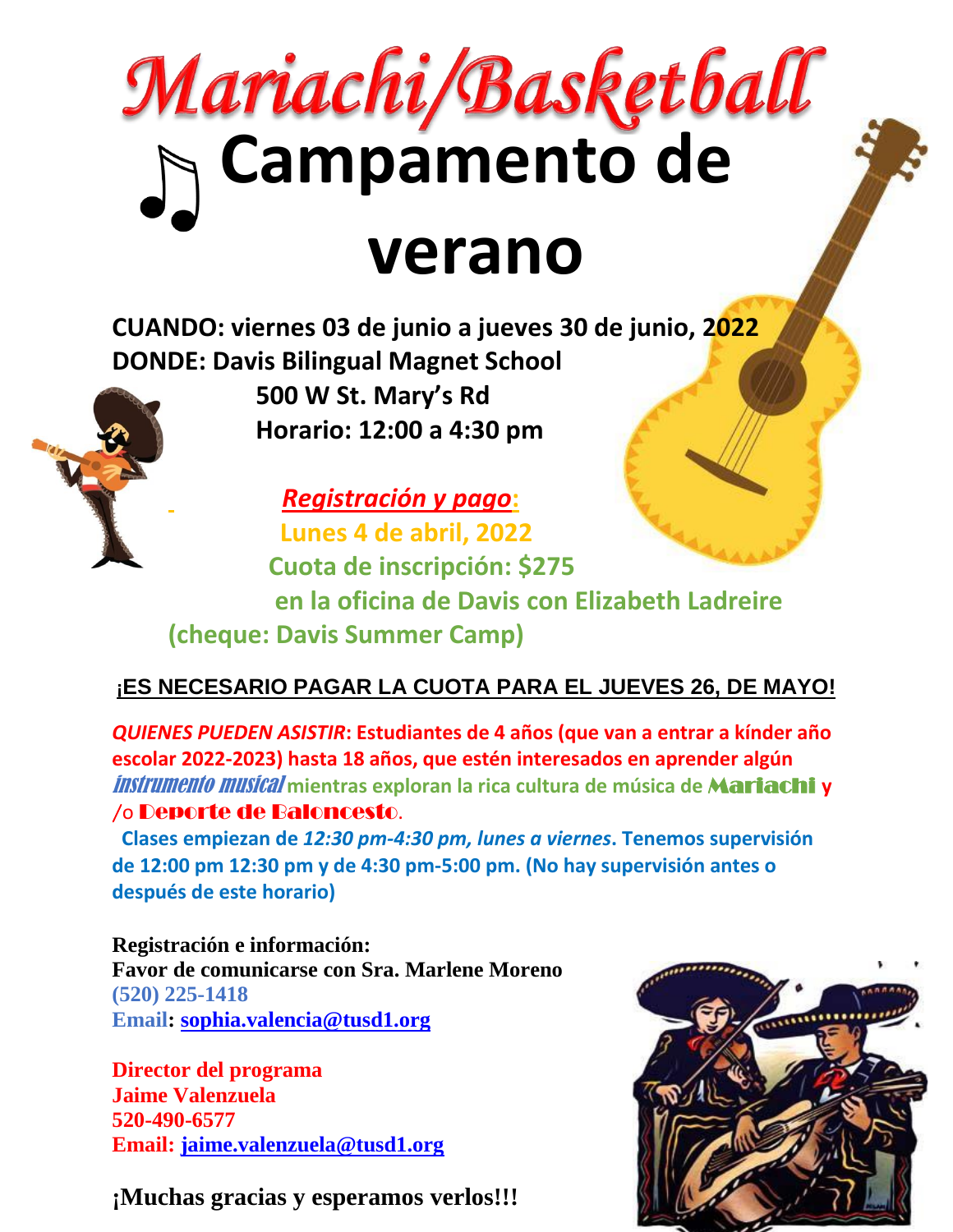# Mariachi/Basketball

# ♫ Campamento de verano

**CUANDO: viernes 03 de junio a jueves 30 de junio, 2022**
**DONDE: Davis Bilingual Magnet School**
**500 W St. Mary's Rd**
**Horario: 12:00 a 4:30 pm**

***Registración y pago:***
**Lunes 4 de abril, 2022**
**Cuota de inscripción: $275**
**en la oficina de Davis con Elizabeth Ladreire**
**(cheque: Davis Summer Camp)**

**¡ES NECESARIO PAGAR LA CUOTA PARA EL JUEVES 26, DE MAYO!**

***QUIENES PUEDEN ASISTIR*: Estudiantes de 4 años (que van a entrar a kínder año escolar 2022-2023) hasta 18 años, que estén interesados en aprender algún *instrumento musical* mientras exploran la rica cultura de música de Mariachi y /o Deporte de Baloncesto.**

**Clases empiezan de *12:30 pm-4:30 pm, lunes a viernes*. Tenemos supervisión de 12:00 pm 12:30 pm y de 4:30 pm-5:00 pm. (No hay supervisión antes o después de este horario)**

**Registración e información:**
**Favor de comunicarse con Sra. Marlene Moreno**
**(520) 225-1418**
**Email: sophia.valencia@tusd1.org**

**Director del programa**
**Jaime Valenzuela**
**520-490-6577**
**Email: jaime.valenzuela@tusd1.org**

**¡Muchas gracias y esperamos verlos!!!**